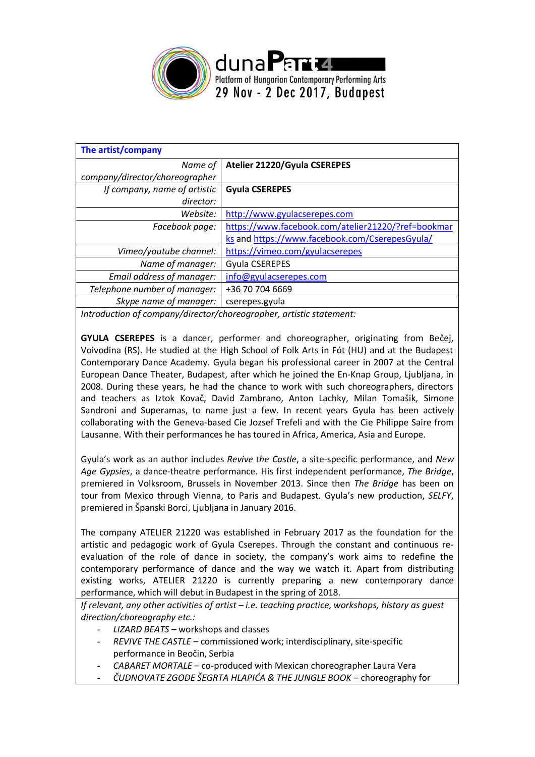dunaPart 4
Platform of Hungarian Contemporary Performing Arts
29 Nov - 2 Dec 2017, Budapest

| The artist/company | |
|---|---|
| *Name of company/director/choreographer* | **Atelier 21220/Gyula CSEREPES** |
| *If company, name of artistic director:* | **Gyula CSEREPES** |
| *Website:* | http://www.gyulacserepes.com |
| *Facebook page:* | https://www.facebook.com/atelier21220/?ref=bookmarks and https://www.facebook.com/CserepesGyula/ |
| *Vimeo/youtube channel:* | https://vimeo.com/gyulacserepes |
| *Name of manager:* | Gyula CSEREPES |
| *Email address of manager:* | info@gyulacserepes.com |
| *Telephone number of manager:* | +36 70 704 6669 |
| *Skype name of manager:* | cserepes.gyula |

*Introduction of company/director/choreographer, artistic statement:*

**GYULA CSEREPES** is a dancer, performer and choreographer, originating from Bečej, Voivodina (RS). He studied at the High School of Folk Arts in Fót (HU) and at the Budapest Contemporary Dance Academy. Gyula began his professional career in 2007 at the Central European Dance Theater, Budapest, after which he joined the En-Knap Group, Ljubljana, in 2008. During these years, he had the chance to work with such choreographers, directors and teachers as Iztok Kovač, David Zambrano, Anton Lachky, Milan Tomašik, Simone Sandroni and Superamas, to name just a few. In recent years Gyula has been actively collaborating with the Geneva-based Cie Jozsef Trefeli and with the Cie Philippe Saire from Lausanne. With their performances he has toured in Africa, America, Asia and Europe.

Gyula's work as an author includes *Revive the Castle*, a site-specific performance, and *New Age Gypsies*, a dance-theatre performance. His first independent performance, *The Bridge*, premiered in Volksroom, Brussels in November 2013. Since then *The Bridge* has been on tour from Mexico through Vienna, to Paris and Budapest. Gyula's new production, *SELFY*, premiered in Španski Borci, Ljubljana in January 2016.

The company ATELIER 21220 was established in February 2017 as the foundation for the artistic and pedagogic work of Gyula Cserepes. Through the constant and continuous re-evaluation of the role of dance in society, the company's work aims to redefine the contemporary performance of dance and the way we watch it. Apart from distributing existing works, ATELIER 21220 is currently preparing a new contemporary dance performance, which will debut in Budapest in the spring of 2018.

*If relevant, any other activities of artist – i.e. teaching practice, workshops, history as guest direction/choreography etc.:*

- *LIZARD BEATS* – workshops and classes
- *REVIVE THE CASTLE* – commissioned work; interdisciplinary, site-specific performance in Beočin, Serbia
- *CABARET MORTALE* – co-produced with Mexican choreographer Laura Vera
- *ČUDNOVATE ZGODE ŠEGRTA HLAPIĆA & THE JUNGLE BOOK* – choreography for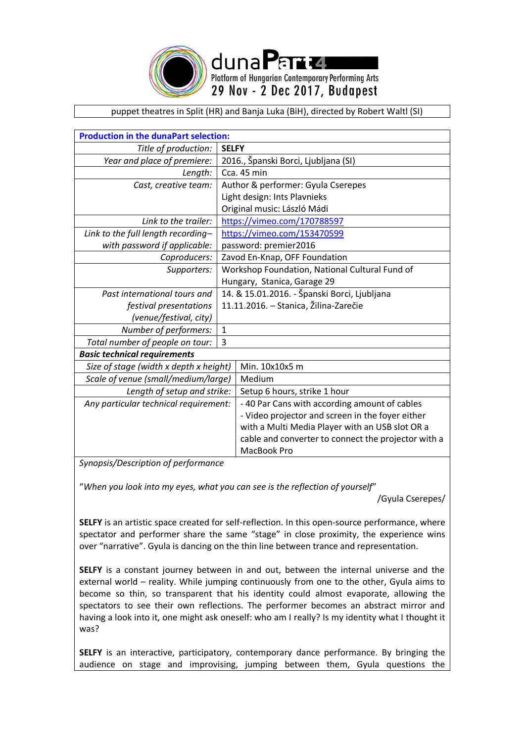| puppet theatres in Split (HR) and Banja Luka (BiH), directed by Robert Waltl (SI) |
|---|

| **Production in the dunaPart selection:** | |
|---|---|
| *Title of production:* | **SELFY** |
| *Year and place of premiere:* | 2016., Španski Borci, Ljubljana (SI) |
| *Length:* | Cca. 45 min |
| *Cast, creative team:* | Author & performer: Gyula Cserepes<br>Light design: Ints Plavnieks<br>Original music: László Mádi |
| *Link to the trailer:* | https://vimeo.com/170788597 |
| *Link to the full length recording– with password if applicable:* | https://vimeo.com/153470599<br>password: premier2016 |
| *Coproducers:* | Zavod En-Knap, OFF Foundation |
| *Supporters:* | Workshop Foundation, National Cultural Fund of Hungary, Stanica, Garage 29 |
| *Past international tours and festival presentations (venue/festival, city)* | 14. & 15.01.2016. - Španski Borci, Ljubljana<br>11.11.2016. – Stanica, Žilina-Zarečie |
| *Number of performers:* | 1 |
| *Total number of people on tour:* | 3 |
| ***Basic technical requirements*** | |
| *Size of stage (width x depth x height)* | Min. 10x10x5 m |
| *Scale of venue (small/medium/large)* | Medium |
| *Length of setup and strike:* | Setup 6 hours, strike 1 hour |
| *Any particular technical requirement:* | - 40 Par Cans with according amount of cables<br>- Video projector and screen in the foyer either with a Multi Media Player with an USB slot OR a cable and converter to connect the projector with a MacBook Pro |

*Synopsis/Description of performance*

"*When you look into my eyes, what you can see is the reflection of yourself*"

/Gyula Cserepes/

**SELFY** is an artistic space created for self-reflection. In this open-source performance, where spectator and performer share the same "stage" in close proximity, the experience wins over "narrative". Gyula is dancing on the thin line between trance and representation.

**SELFY** is a constant journey between in and out, between the internal universe and the external world – reality. While jumping continuously from one to the other, Gyula aims to become so thin, so transparent that his identity could almost evaporate, allowing the spectators to see their own reflections. The performer becomes an abstract mirror and having a look into it, one might ask oneself: who am I really? Is my identity what I thought it was?

**SELFY** is an interactive, participatory, contemporary dance performance. By bringing the audience on stage and improvising, jumping between them, Gyula questions the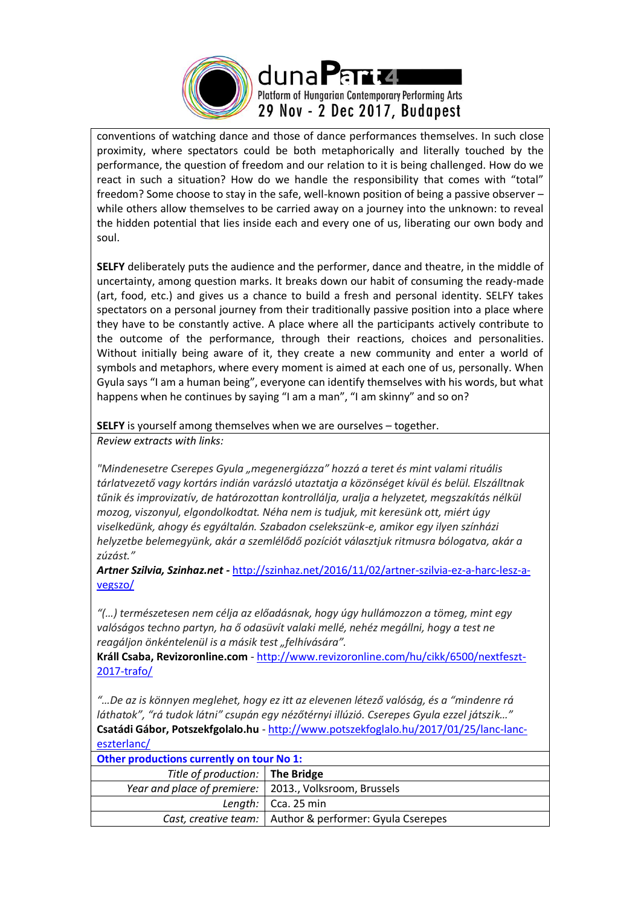conventions of watching dance and those of dance performances themselves. In such close proximity, where spectators could be both metaphorically and literally touched by the performance, the question of freedom and our relation to it is being challenged. How do we react in such a situation? How do we handle the responsibility that comes with "total" freedom? Some choose to stay in the safe, well-known position of being a passive observer – while others allow themselves to be carried away on a journey into the unknown: to reveal the hidden potential that lies inside each and every one of us, liberating our own body and soul.

**SELFY** deliberately puts the audience and the performer, dance and theatre, in the middle of uncertainty, among question marks. It breaks down our habit of consuming the ready-made (art, food, etc.) and gives us a chance to build a fresh and personal identity. SELFY takes spectators on a personal journey from their traditionally passive position into a place where they have to be constantly active. A place where all the participants actively contribute to the outcome of the performance, through their reactions, choices and personalities. Without initially being aware of it, they create a new community and enter a world of symbols and metaphors, where every moment is aimed at each one of us, personally. When Gyula says "I am a human being", everyone can identify themselves with his words, but what happens when he continues by saying "I am a man", "I am skinny" and so on?

**SELFY** is yourself among themselves when we are ourselves – together.

*Review extracts with links:*

*"Mindenesetre Cserepes Gyula „megenergiázza" hozzá a teret és mint valami rituális tárlatvezető vagy kortárs indián varázsló utaztatja a közönséget kívül és belül. Elszálltnak tűnik és improvizatív, de határozottan kontrollálja, uralja a helyzetet, megszakítás nélkül mozog, viszonyul, elgondolkodtat. Néha nem is tudjuk, mit keresünk ott, miért úgy viselkedünk, ahogy és egyáltalán. Szabadon cselekszünk-e, amikor egy ilyen színházi helyzetbe belemegyünk, akár a szemlélődő pozíciót választjuk ritmusra bólogatva, akár a zúzást."*

***Artner Szilvia, Szinhaz.net*** - http://szinhaz.net/2016/11/02/artner-szilvia-ez-a-harc-lesz-a-vegszo/

*"(…) természetesen nem célja az előadásnak, hogy úgy hullámozzon a tömeg, mint egy valóságos techno partyn, ha ő odasüvít valaki mellé, nehéz megállni, hogy a test ne reagáljon önkéntelenül is a másik test „felhívására".*

**Králl Csaba, Revizoronline.com** - http://www.revizoronline.com/hu/cikk/6500/nextfeszt-2017-trafo/

*"…De az is könnyen meglehet, hogy ez itt az elevenen létező valóság, és a "mindenre rá láthatok", "rá tudok látni" csupán egy nézőtérnyi illúzió. Cserepes Gyula ezzel játszik…"*

**Csatádi Gábor, Potszekfgolalo.hu** - http://www.potszekfoglalo.hu/2017/01/25/lanc-lanc-eszterlanc/

**Other productions currently on tour No 1:**

| | |
|---|---|
| *Title of production:* | **The Bridge** |
| *Year and place of premiere:* | 2013., Volksroom, Brussels |
| *Length:* | Cca. 25 min |
| *Cast, creative team:* | Author & performer: Gyula Cserepes |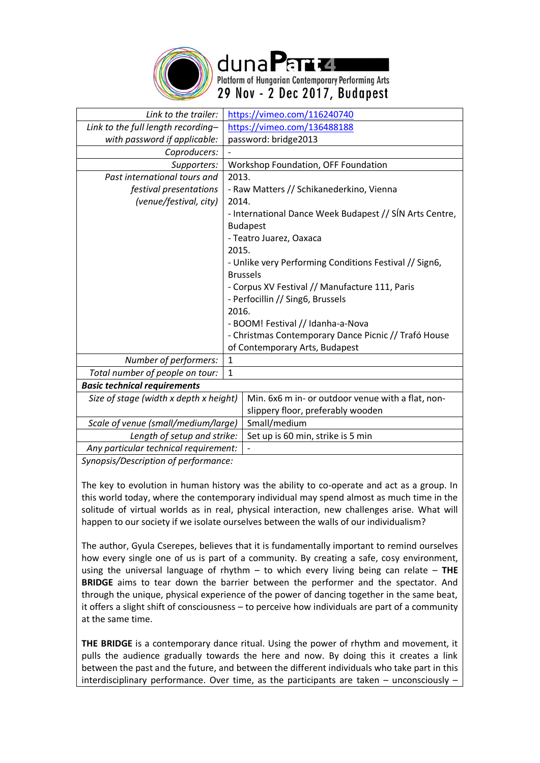| | |
|---|---|
| *Link to the trailer:* | https://vimeo.com/116240740 |
| *Link to the full length recording– with password if applicable:* | https://vimeo.com/136488188 password: bridge2013 |
| *Coproducers:* | - |
| *Supporters:* | Workshop Foundation, OFF Foundation |
| *Past international tours and festival presentations (venue/festival, city)* | 2013.<br>- Raw Matters // Schikanederkino, Vienna<br>2014.<br>- International Dance Week Budapest // SÍN Arts Centre, Budapest<br>- Teatro Juarez, Oaxaca<br>2015.<br>- Unlike very Performing Conditions Festival // Sign6, Brussels<br>- Corpus XV Festival // Manufacture 111, Paris<br>- Perfocillin // Sing6, Brussels<br>2016.<br>- BOOM! Festival // Idanha-a-Nova<br>- Christmas Contemporary Dance Picnic // Trafó House of Contemporary Arts, Budapest |
| *Number of performers:* | 1 |
| *Total number of people on tour:* | 1 |

***Basic technical requirements***

| | |
|---|---|
| *Size of stage (width x depth x height)* | Min. 6x6 m in- or outdoor venue with a flat, non-slippery floor, preferably wooden |
| *Scale of venue (small/medium/large)* | Small/medium |
| *Length of setup and strike:* | Set up is 60 min, strike is 5 min |
| *Any particular technical requirement:* | - |

*Synopsis/Description of performance:*

The key to evolution in human history was the ability to co-operate and act as a group. In this world today, where the contemporary individual may spend almost as much time in the solitude of virtual worlds as in real, physical interaction, new challenges arise. What will happen to our society if we isolate ourselves between the walls of our individualism?

The author, Gyula Cserepes, believes that it is fundamentally important to remind ourselves how every single one of us is part of a community. By creating a safe, cosy environment, using the universal language of rhythm – to which every living being can relate – **THE BRIDGE** aims to tear down the barrier between the performer and the spectator. And through the unique, physical experience of the power of dancing together in the same beat, it offers a slight shift of consciousness – to perceive how individuals are part of a community at the same time.

**THE BRIDGE** is a contemporary dance ritual. Using the power of rhythm and movement, it pulls the audience gradually towards the here and now. By doing this it creates a link between the past and the future, and between the different individuals who take part in this interdisciplinary performance. Over time, as the participants are taken – unconsciously –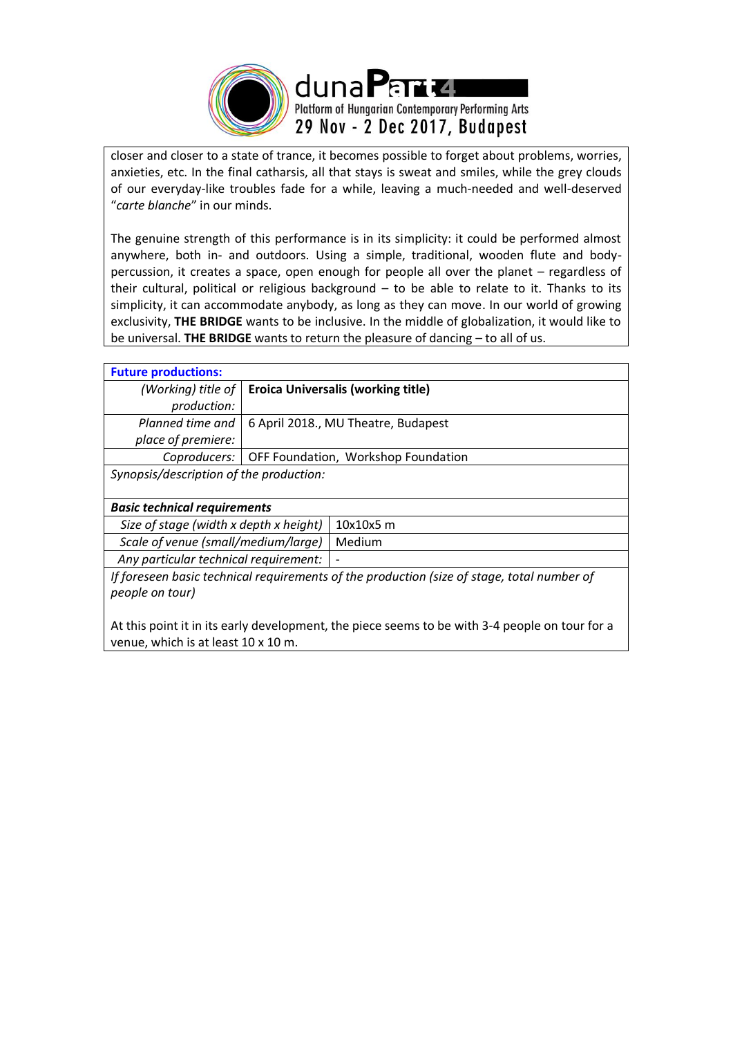closer and closer to a state of trance, it becomes possible to forget about problems, worries, anxieties, etc. In the final catharsis, all that stays is sweat and smiles, while the grey clouds of our everyday-like troubles fade for a while, leaving a much-needed and well-deserved "*carte blanche*" in our minds.

The genuine strength of this performance is in its simplicity: it could be performed almost anywhere, both in- and outdoors. Using a simple, traditional, wooden flute and body-percussion, it creates a space, open enough for people all over the planet – regardless of their cultural, political or religious background – to be able to relate to it. Thanks to its simplicity, it can accommodate anybody, as long as they can move. In our world of growing exclusivity, **THE BRIDGE** wants to be inclusive. In the middle of globalization, it would like to be universal. **THE BRIDGE** wants to return the pleasure of dancing – to all of us.

**Future productions:**

| | |
|---|---|
| *(Working) title of production:* | **Eroica Universalis (working title)** |
| *Planned time and place of premiere:* | 6 April 2018., MU Theatre, Budapest |
| *Coproducers:* | OFF Foundation, Workshop Foundation |

*Synopsis/description of the production:*

***Basic technical requirements***

| | |
|---|---|
| *Size of stage (width x depth x height)* | 10x10x5 m |
| *Scale of venue (small/medium/large)* | Medium |
| *Any particular technical requirement:* | - |

*If foreseen basic technical requirements of the production (size of stage, total number of people on tour)*

At this point it in its early development, the piece seems to be with 3-4 people on tour for a venue, which is at least 10 x 10 m.